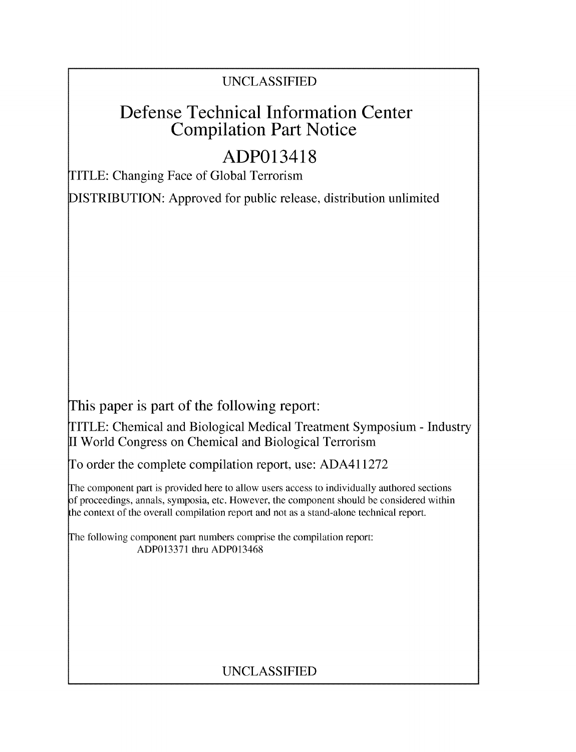UNCLASSIFIED

# Defense Technical Information Center Compilation Part Notice

# ADP013418

TITLE: Changing Face of Global Terrorism

DISTRIBUTION: Approved for public release, distribution unlimited

This paper is part of the following report:

TITLE: Chemical and Biological Medical Treatment Symposium - Industry II World Congress on Chemical and Biological Terrorism

To order the complete compilation report, use: ADA411272

The component part is provided here to allow users access to individually authored sections of proceedings, annals, symposia, etc. However, the component should be considered within the context of the overall compilation report and not as a stand-alone technical report.

The following component part numbers comprise the compilation report:
ADP013371 thru ADP013468

UNCLASSIFIED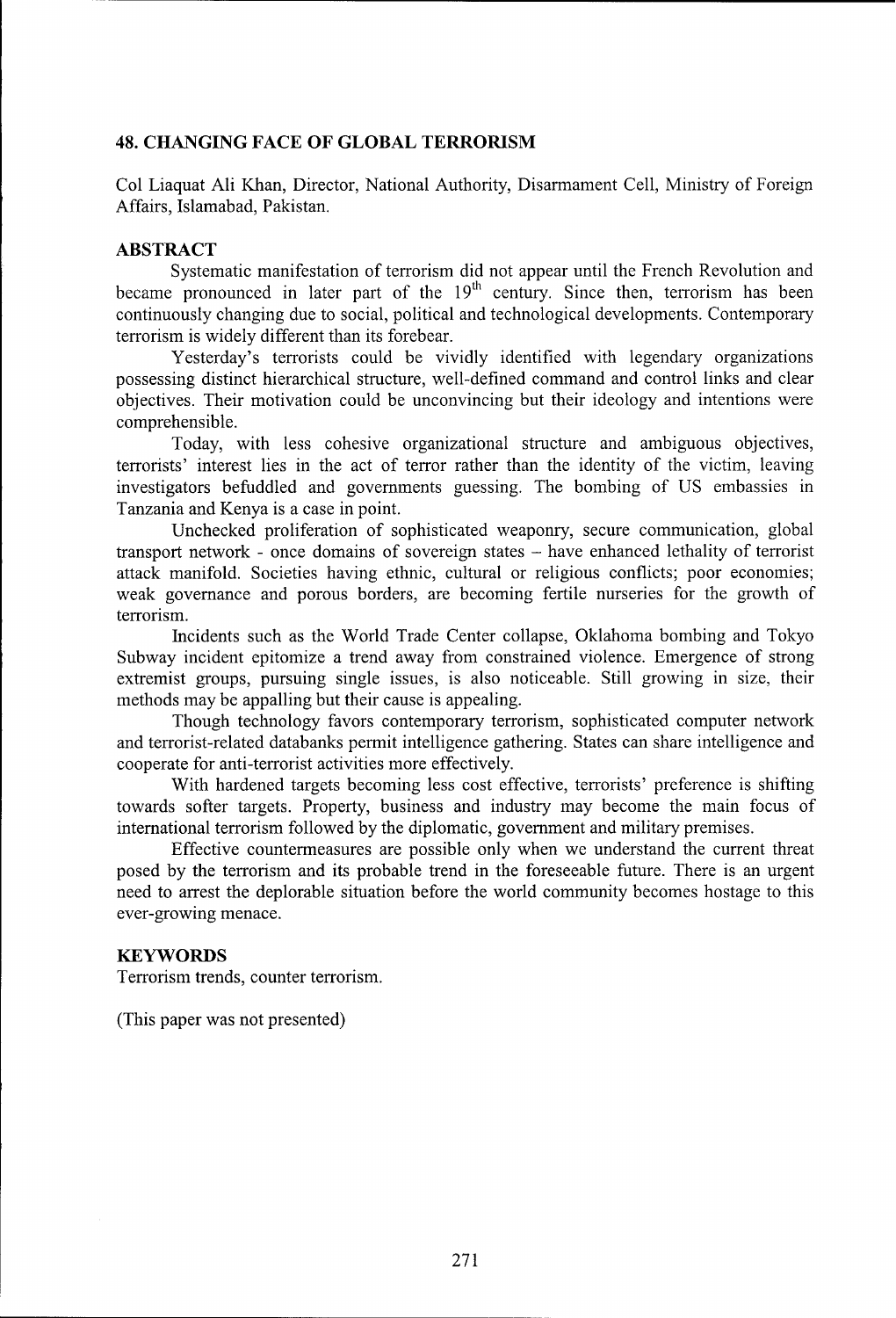## 48. CHANGING FACE OF GLOBAL TERRORISM

Col Liaquat Ali Khan, Director, National Authority, Disarmament Cell, Ministry of Foreign Affairs, Islamabad, Pakistan.

### ABSTRACT

Systematic manifestation of terrorism did not appear until the French Revolution and became pronounced in later part of the 19th century. Since then, terrorism has been continuously changing due to social, political and technological developments. Contemporary terrorism is widely different than its forebear.

Yesterday's terrorists could be vividly identified with legendary organizations possessing distinct hierarchical structure, well-defined command and control links and clear objectives. Their motivation could be unconvincing but their ideology and intentions were comprehensible.

Today, with less cohesive organizational structure and ambiguous objectives, terrorists' interest lies in the act of terror rather than the identity of the victim, leaving investigators befuddled and governments guessing. The bombing of US embassies in Tanzania and Kenya is a case in point.

Unchecked proliferation of sophisticated weaponry, secure communication, global transport network - once domains of sovereign states – have enhanced lethality of terrorist attack manifold. Societies having ethnic, cultural or religious conflicts; poor economies; weak governance and porous borders, are becoming fertile nurseries for the growth of terrorism.

Incidents such as the World Trade Center collapse, Oklahoma bombing and Tokyo Subway incident epitomize a trend away from constrained violence. Emergence of strong extremist groups, pursuing single issues, is also noticeable. Still growing in size, their methods may be appalling but their cause is appealing.

Though technology favors contemporary terrorism, sophisticated computer network and terrorist-related databanks permit intelligence gathering. States can share intelligence and cooperate for anti-terrorist activities more effectively.

With hardened targets becoming less cost effective, terrorists' preference is shifting towards softer targets. Property, business and industry may become the main focus of international terrorism followed by the diplomatic, government and military premises.

Effective countermeasures are possible only when we understand the current threat posed by the terrorism and its probable trend in the foreseeable future. There is an urgent need to arrest the deplorable situation before the world community becomes hostage to this ever-growing menace.

### KEYWORDS

Terrorism trends, counter terrorism.

(This paper was not presented)